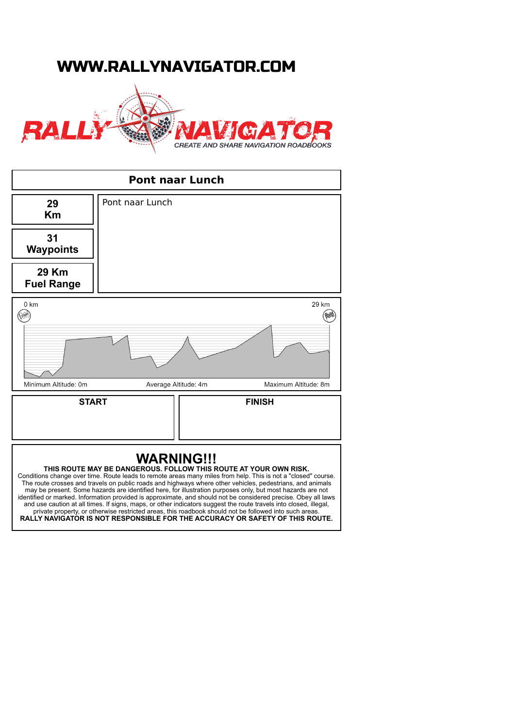# WWW.RALLYNAVIGATOR.COM

RALLY NAVIGATOR

*CREATE AND SHARE NAVIGATION ROADBOOKS*

## Pont naar Lunch

| | |
|---|---|
| **29 Km** | Pont naar Lunch |
| **31 Waypoints** | |
| **29 Km Fuel Range** | |

0 km | 29 km

Minimum Altitude: 0m | Average Altitude: 4m | Maximum Altitude: 8m

| START | FINISH |
|---|---|
| | |

## WARNING!!!

**THIS ROUTE MAY BE DANGEROUS. FOLLOW THIS ROUTE AT YOUR OWN RISK.**
Conditions change over time. Route leads to remote areas many miles from help. This is not a "closed" course. The route crosses and travels on public roads and highways where other vehicles, pedestrians, and animals may be present. Some hazards are identified here, for illustration purposes only, but most hazards are not identified or marked. Information provided is approximate, and should not be considered precise. Obey all laws and use caution at all times. If signs, maps, or other indicators suggest the route travels into closed, illegal, private property, or otherwise restricted areas, this roadbook should not be followed into such areas.
**RALLY NAVIGATOR IS NOT RESPONSIBLE FOR THE ACCURACY OR SAFETY OF THIS ROUTE.**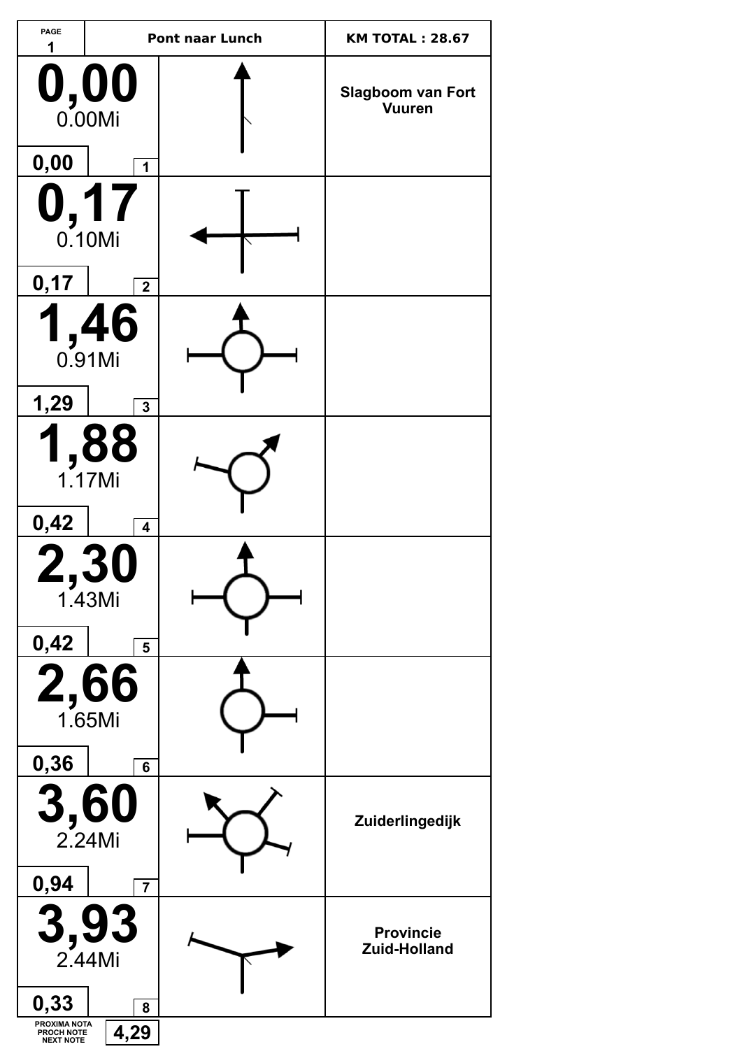| PAGE 1 | Pont naar Lunch | KM TOTAL : 28.67 |
|---|---|---|

| Total | Partial | No. | Note |
|---|---|---|---|
| **0,00** 0.00Mi | 0,00 | 1 | Slagboom van Fort Vuuren |
| **0,17** 0.10Mi | 0,17 | 2 | |
| **1,46** 0.91Mi | 1,29 | 3 | |
| **1,88** 1.17Mi | 0,42 | 4 | |
| **2,30** 1.43Mi | 0,42 | 5 | |
| **2,66** 1.65Mi | 0,36 | 6 | |
| **3,60** 2.24Mi | 0,94 | 7 | Zuiderlingedijk |
| **3,93** 2.44Mi | 0,33 | 8 | Provincie Zuid-Holland |

PROXIMA NOTA / PROCH NOTE / NEXT NOTE: **4,29**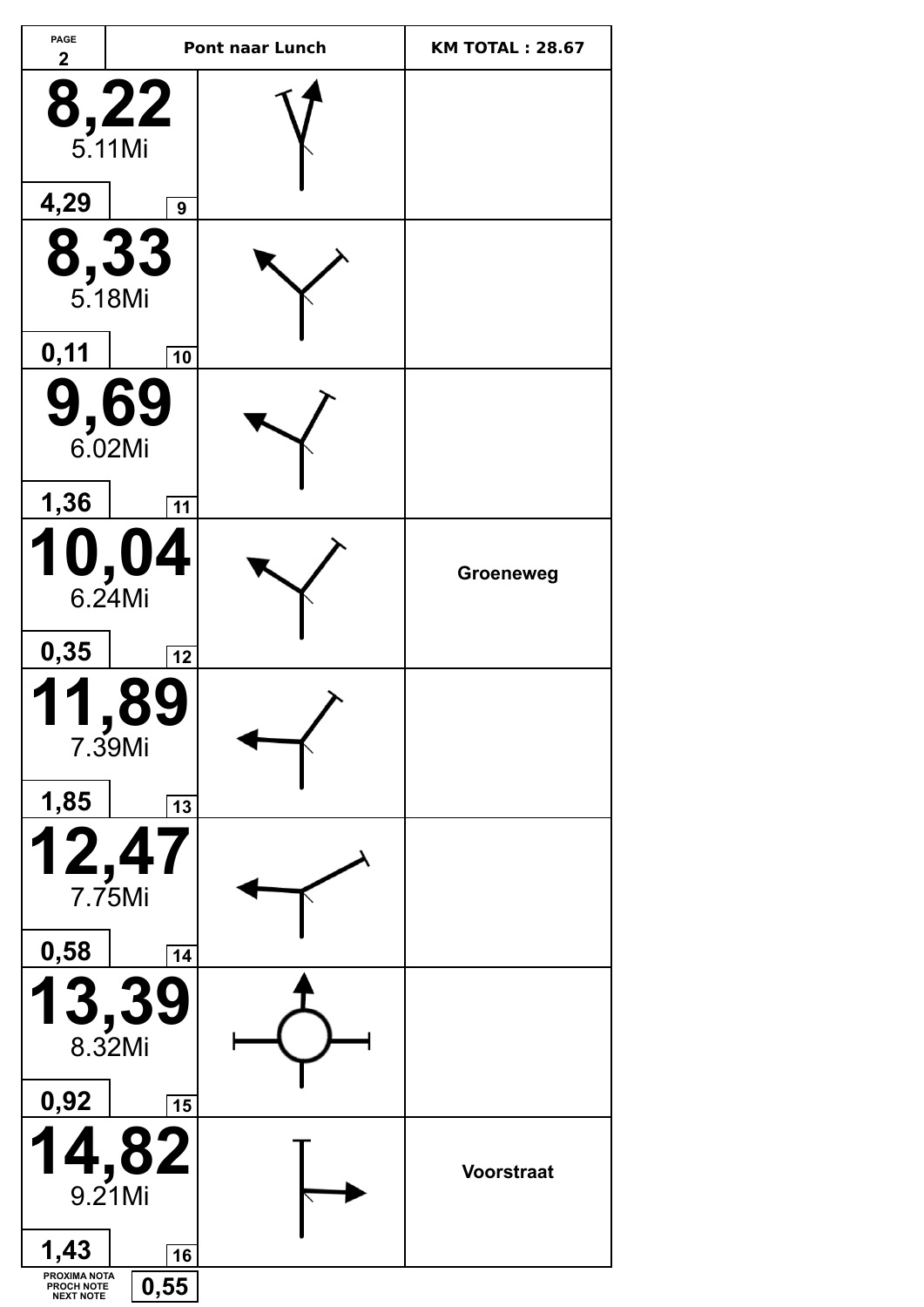| PAGE 2 | Pont naar Lunch | | KM TOTAL : 28.67 |
|---|---|---|---|
| **8,22** 5.11Mi 4,29 — 9 | | | |
| **8,33** 5.18Mi 0,11 — 10 | | | |
| **9,69** 6.02Mi 1,36 — 11 | | | |
| **10,04** 6.24Mi 0,35 — 12 | | | **Groeneweg** |
| **11,89** 7.39Mi 1,85 — 13 | | | |
| **12,47** 7.75Mi 0,58 — 14 | | | |
| **13,39** 8.32Mi 0,92 — 15 | | | |
| **14,82** 9.21Mi 1,43 — 16 | | | **Voorstraat** |

PROXIMA NOTA
PROCH NOTE
NEXT NOTE **0,55**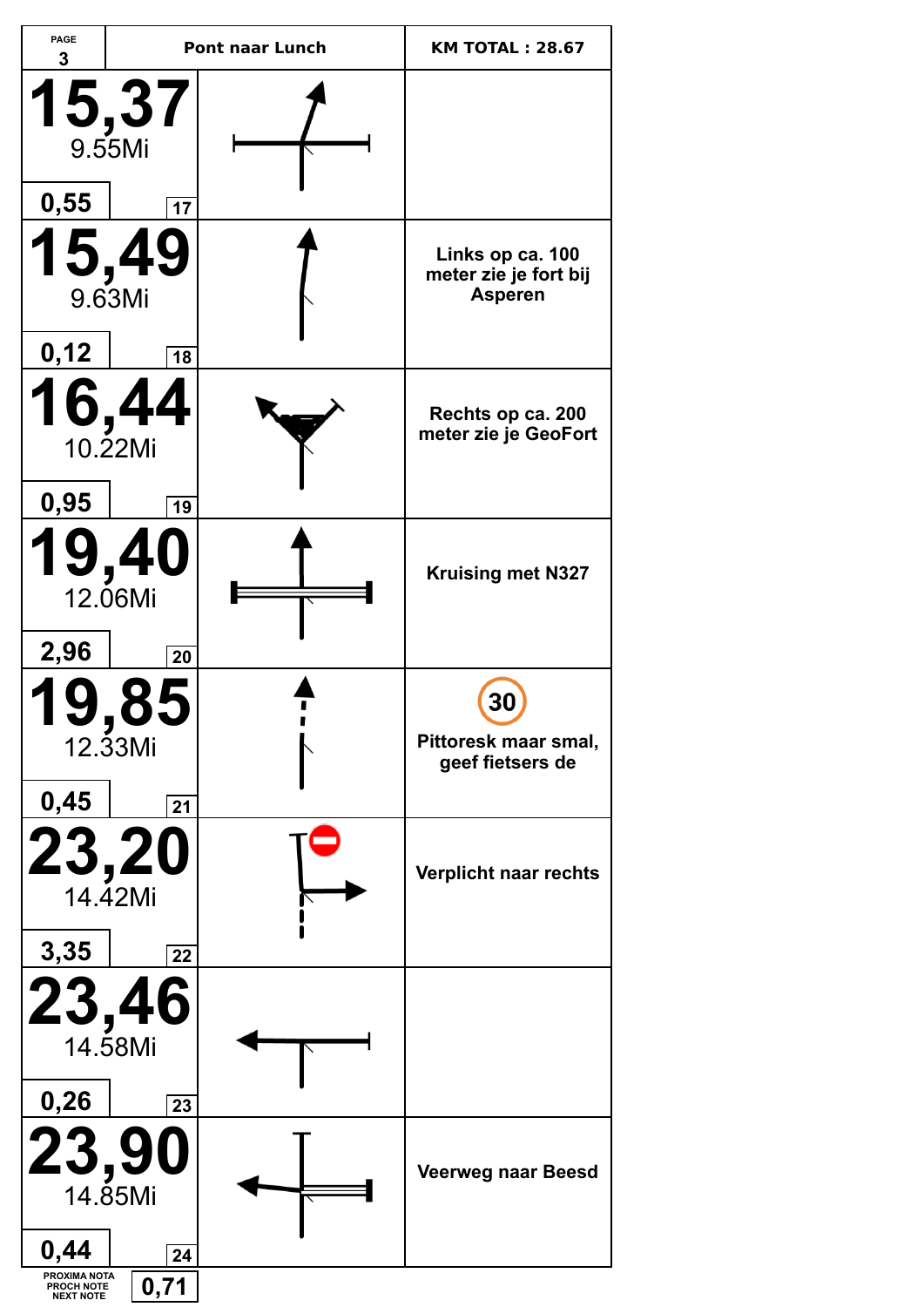| PAGE 3 | Pont naar Lunch | KM TOTAL : 28.67 |
|---|---|---|
| **15,37** 9.55Mi — 0,55 — 17 | | |
| **15,49** 9.63Mi — 0,12 — 18 | | Links op ca. 100 meter zie je fort bij Asperen |
| **16,44** 10.22Mi — 0,95 — 19 | | Rechts op ca. 200 meter zie je GeoFort |
| **19,40** 12.06Mi — 2,96 — 20 | | Kruising met N327 |
| **19,85** 12.33Mi — 0,45 — 21 | | 30 Pittoresk maar smal, geef fietsers de |
| **23,20** 14.42Mi — 3,35 — 22 | | Verplicht naar rechts |
| **23,46** 14.58Mi — 0,26 — 23 | | |
| **23,90** 14.85Mi — 0,44 — 24 | | Veerweg naar Beesd |

PROXIMA NOTA / PROCH NOTE / NEXT NOTE: 0,71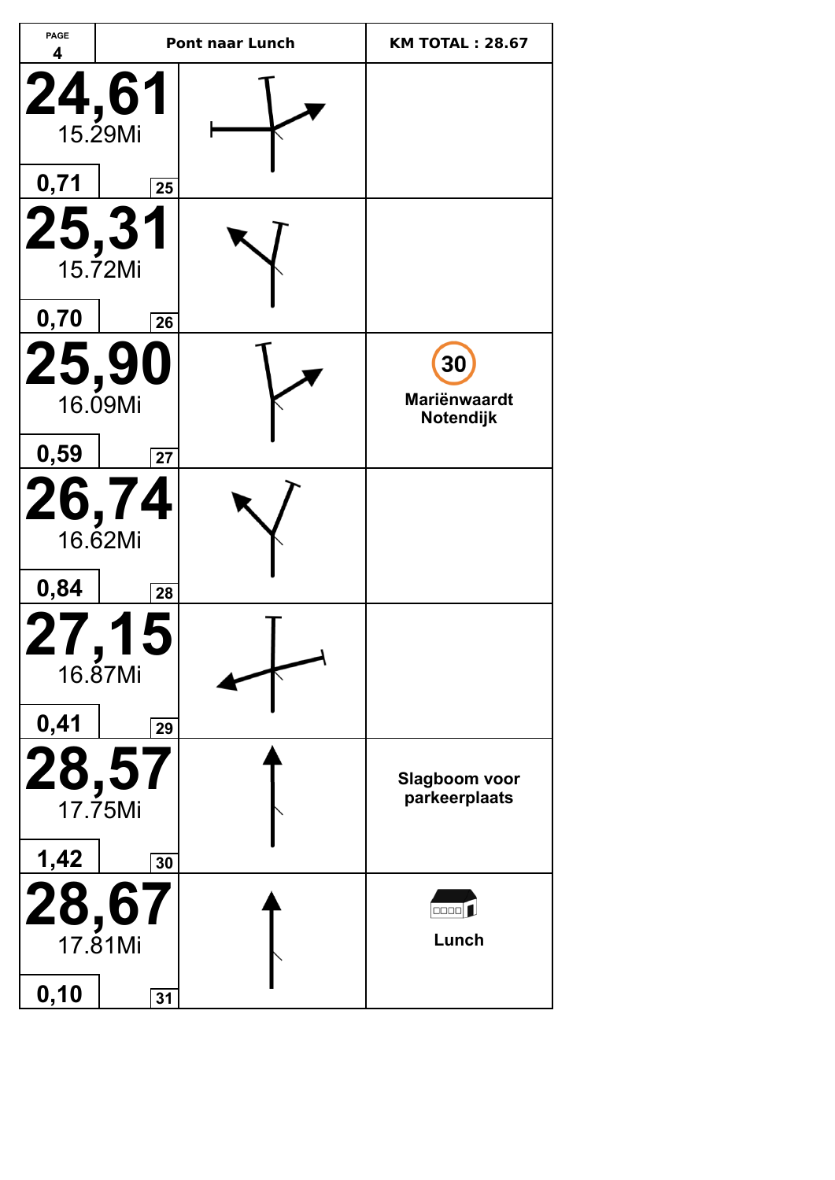| PAGE 4 | Pont naar Lunch | KM TOTAL : 28.67 |
|---|---|---|
| **24,61** 15.29Mi 0,71 — 25 | | |
| **25,31** 15.72Mi 0,70 — 26 | | |
| **25,90** 16.09Mi 0,59 — 27 | | 30 **Mariënwaardt Notendijk** |
| **26,74** 16.62Mi 0,84 — 28 | | |
| **27,15** 16.87Mi 0,41 — 29 | | |
| **28,57** 17.75Mi 1,42 — 30 | | **Slagboom voor parkeerplaats** |
| **28,67** 17.81Mi 0,10 — 31 | | **Lunch** |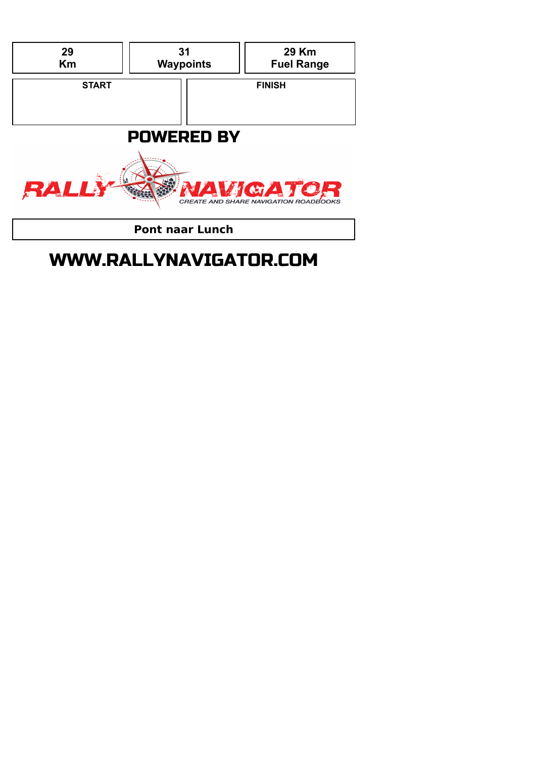| | | |
|---|---|---|
| 29<br>Km | 31<br>Waypoints | 29 Km<br>Fuel Range |

| START | FINISH |
|---|---|
| | |

## POWERED BY

RALLY NAVIGATOR
CREATE AND SHARE NAVIGATION ROADBOOKS

**Pont naar Lunch**

## WWW.RALLYNAVIGATOR.COM